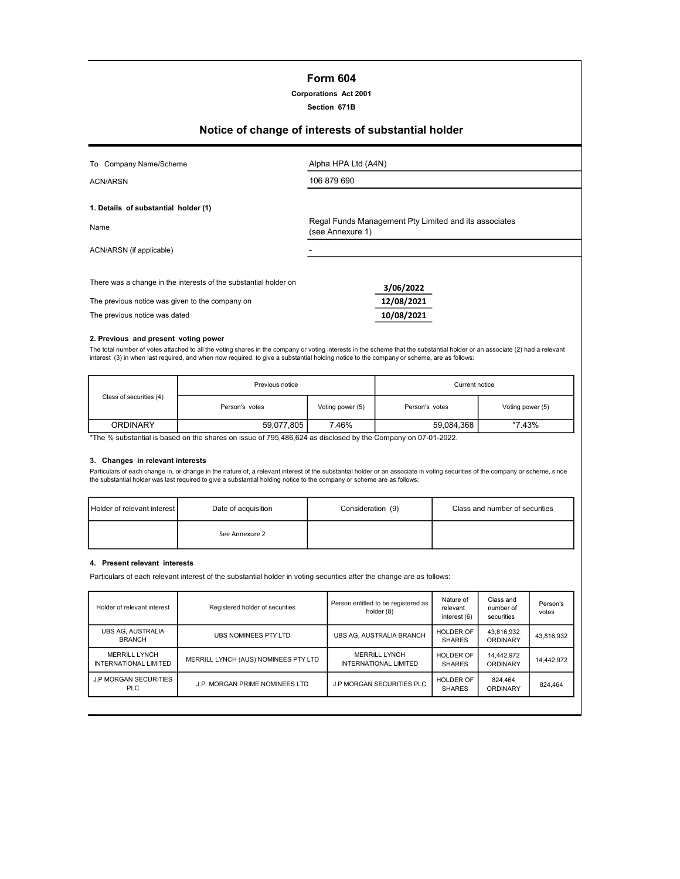# Form 604

**Corporations Act 2001**

**Section 671B**

## Notice of change of interests of substantial holder

| | |
|---|---|
| To Company Name/Scheme | Alpha HPA Ltd (A4N) |
| ACN/ARSN | 106 879 690 |

**1. Details of substantial holder (1)**

| | |
|---|---|
| Name | Regal Funds Management Pty Limited and its associates (see Annexure 1) |
| ACN/ARSN (if applicable) | - |

| | |
|---|---|
| There was a change in the interests of the substantial holder on | 3/06/2022 |
| The previous notice was given to the company on | 12/08/2021 |
| The previous notice was dated | 10/08/2021 |

**2. Previous and present voting power**

The total number of votes attached to all the voting shares in the company or voting interests in the scheme that the substantial holder or an associate (2) had a relevant interest (3) in when last required, and when now required, to give a substantial holding notice to the company or scheme, are as follows:

| Class of securities (4) | Previous notice | | Current notice | |
|---|---|---|---|---|
| | Person's votes | Voting power (5) | Person's votes | Voting power (5) |
| ORDINARY | 59,077,805 | 7.46% | 59,084,368 | *7.43% |

*The % substantial is based on the shares on issue of 795,486,624 as disclosed by the Company on 07-01-2022.

**3. Changes in relevant interests**

Particulars of each change in, or change in the nature of, a relevant interest of the substantial holder or an associate in voting securities of the company or scheme, since the substantial holder was last required to give a substantial holding notice to the company or scheme are as follows:

| Holder of relevant interest | Date of acquisition | Consideration (9) | Class and number of securities |
|---|---|---|---|
| | See Annexure 2 | | |

**4. Present relevant interests**

Particulars of each relevant interest of the substantial holder in voting securities after the change are as follows:

| Holder of relevant interest | Registered holder of securities | Person entitled to be registered as holder (8) | Nature of relevant interest (6) | Class and number of securities | Person's votes |
|---|---|---|---|---|---|
| UBS AG, AUSTRALIA BRANCH | UBS NOMINEES PTY LTD | UBS AG, AUSTRALIA BRANCH | HOLDER OF SHARES | 43,816,932 ORDINARY | 43,816,932 |
| MERRILL LYNCH INTERNATIONAL LIMITED | MERRILL LYNCH (AUS) NOMINEES PTY LTD | MERRILL LYNCH INTERNATIONAL LIMITED | HOLDER OF SHARES | 14,442,972 ORDINARY | 14,442,972 |
| J.P MORGAN SECURITIES PLC | J.P. MORGAN PRIME NOMINEES LTD | J.P MORGAN SECURITIES PLC | HOLDER OF SHARES | 824,464 ORDINARY | 824,464 |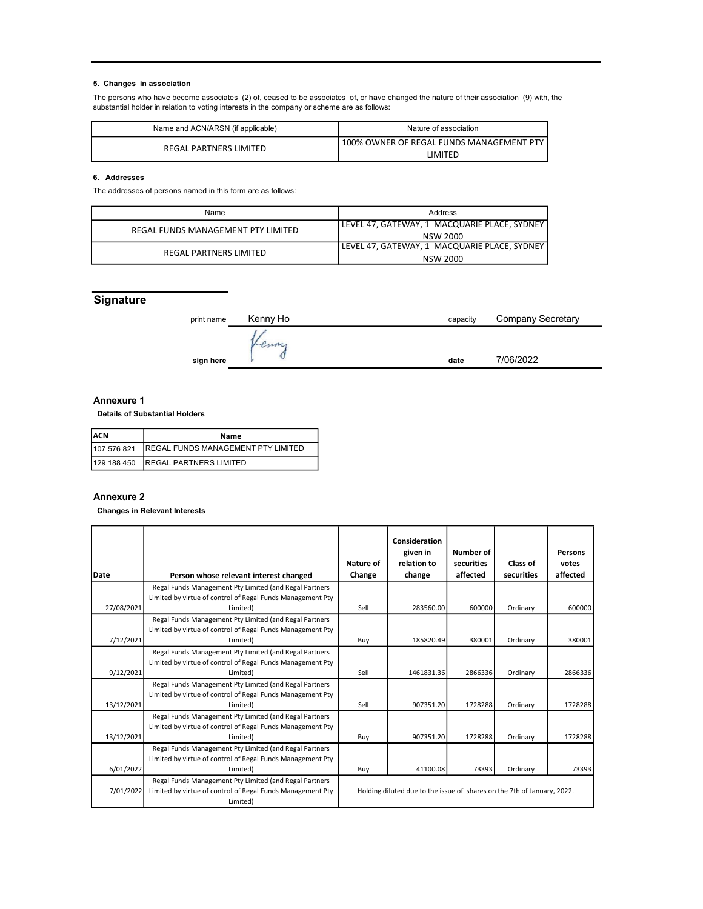**5. Changes in association**

The persons who have become associates (2) of, ceased to be associates of, or have changed the nature of their association (9) with, the substantial holder in relation to voting interests in the company or scheme are as follows:

| Name and ACN/ARSN (if applicable) | Nature of association |
|---|---|
| REGAL PARTNERS LIMITED | 100% OWNER OF REGAL FUNDS MANAGEMENT PTY LIMITED |

**6. Addresses**

The addresses of persons named in this form are as follows:

| Name | Address |
|---|---|
| REGAL FUNDS MANAGEMENT PTY LIMITED | LEVEL 47, GATEWAY, 1 MACQUARIE PLACE, SYDNEY NSW 2000 |
| REGAL PARTNERS LIMITED | LEVEL 47, GATEWAY, 1 MACQUARIE PLACE, SYDNEY NSW 2000 |

## Signature

print name Kenny Ho capacity Company Secretary

sign here date 7/06/2022

### Annexure 1

**Details of Substantial Holders**

| ACN | Name |
|---|---|
| 107 576 821 | REGAL FUNDS MANAGEMENT PTY LIMITED |
| 129 188 450 | REGAL PARTNERS LIMITED |

### Annexure 2

**Changes in Relevant Interests**

| Date | Person whose relevant interest changed | Nature of Change | Consideration given in relation to change | Number of securities affected | Class of securities | Persons votes affected |
|---|---|---|---|---|---|---|
| 27/08/2021 | Regal Funds Management Pty Limited (and Regal Partners Limited by virtue of control of Regal Funds Management Pty Limited) | Sell | 283560.00 | 600000 | Ordinary | 600000 |
| 7/12/2021 | Regal Funds Management Pty Limited (and Regal Partners Limited by virtue of control of Regal Funds Management Pty Limited) | Buy | 185820.49 | 380001 | Ordinary | 380001 |
| 9/12/2021 | Regal Funds Management Pty Limited (and Regal Partners Limited by virtue of control of Regal Funds Management Pty Limited) | Sell | 1461831.36 | 2866336 | Ordinary | 2866336 |
| 13/12/2021 | Regal Funds Management Pty Limited (and Regal Partners Limited by virtue of control of Regal Funds Management Pty Limited) | Sell | 907351.20 | 1728288 | Ordinary | 1728288 |
| 13/12/2021 | Regal Funds Management Pty Limited (and Regal Partners Limited by virtue of control of Regal Funds Management Pty Limited) | Buy | 907351.20 | 1728288 | Ordinary | 1728288 |
| 6/01/2022 | Regal Funds Management Pty Limited (and Regal Partners Limited by virtue of control of Regal Funds Management Pty Limited) | Buy | 41100.08 | 73393 | Ordinary | 73393 |
| 7/01/2022 | Regal Funds Management Pty Limited (and Regal Partners Limited by virtue of control of Regal Funds Management Pty Limited) | Holding diluted due to the issue of shares on the 7th of January, 2022. | | | | |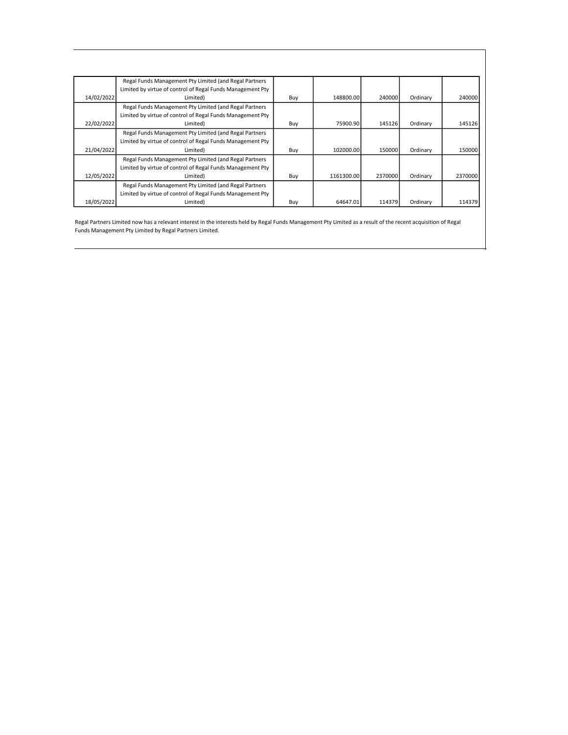| | | | | | | |
|---|---|---|---|---|---|---|
| 14/02/2022 | Regal Funds Management Pty Limited (and Regal Partners Limited by virtue of control of Regal Funds Management Pty Limited) | Buy | 148800.00 | 240000 | Ordinary | 240000 |
| 22/02/2022 | Regal Funds Management Pty Limited (and Regal Partners Limited by virtue of control of Regal Funds Management Pty Limited) | Buy | 75900.90 | 145126 | Ordinary | 145126 |
| 21/04/2022 | Regal Funds Management Pty Limited (and Regal Partners Limited by virtue of control of Regal Funds Management Pty Limited) | Buy | 102000.00 | 150000 | Ordinary | 150000 |
| 12/05/2022 | Regal Funds Management Pty Limited (and Regal Partners Limited by virtue of control of Regal Funds Management Pty Limited) | Buy | 1161300.00 | 2370000 | Ordinary | 2370000 |
| 18/05/2022 | Regal Funds Management Pty Limited (and Regal Partners Limited by virtue of control of Regal Funds Management Pty Limited) | Buy | 64647.01 | 114379 | Ordinary | 114379 |

Regal Partners Limited now has a relevant interest in the interests held by Regal Funds Management Pty Limited as a result of the recent acquisition of Regal Funds Management Pty Limited by Regal Partners Limited.